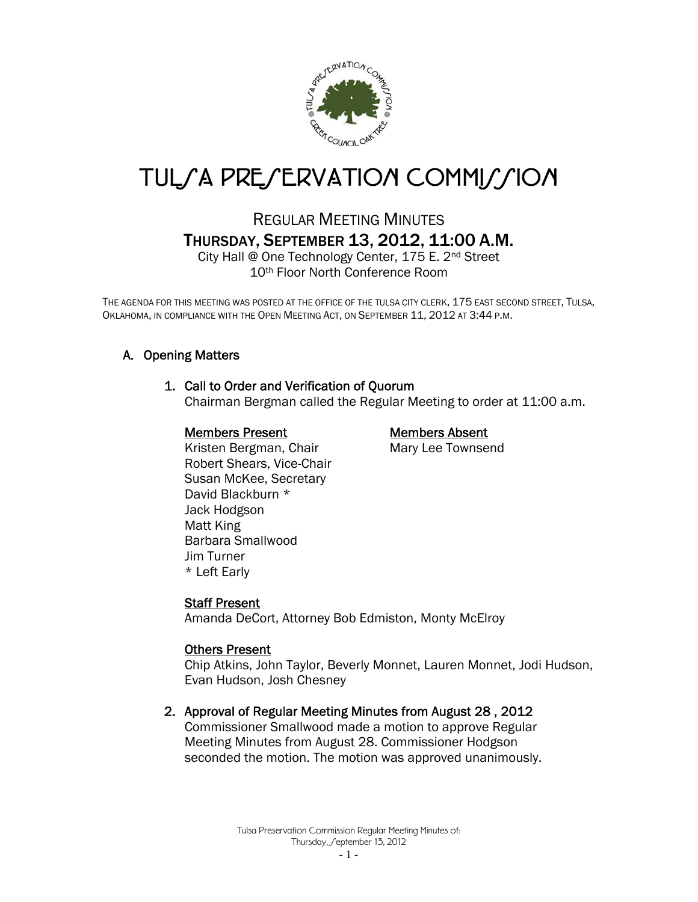# TULSA PRESERVATION COMMISSION

## REGULAR MEETING MINUTES

## THURSDAY, SEPTEMBER 13, 2012, 11:00 A.M.

City Hall @ One Technology Center, 175 E. 2nd Street
10th Floor North Conference Room

THE AGENDA FOR THIS MEETING WAS POSTED AT THE OFFICE OF THE TULSA CITY CLERK, 175 EAST SECOND STREET, TULSA, OKLAHOMA, IN COMPLIANCE WITH THE OPEN MEETING ACT, ON SEPTEMBER 11, 2012 AT 3:44 P.M.

### A. Opening Matters

#### 1. Call to Order and Verification of Quorum

Chairman Bergman called the Regular Meeting to order at 11:00 a.m.

**Members Present**

Kristen Bergman, Chair
Robert Shears, Vice-Chair
Susan McKee, Secretary
David Blackburn *
Jack Hodgson
Matt King
Barbara Smallwood
Jim Turner
* Left Early

**Members Absent**

Mary Lee Townsend

**Staff Present**

Amanda DeCort, Attorney Bob Edmiston, Monty McElroy

**Others Present**

Chip Atkins, John Taylor, Beverly Monnet, Lauren Monnet, Jodi Hudson, Evan Hudson, Josh Chesney

#### 2. Approval of Regular Meeting Minutes from August 28 , 2012

Commissioner Smallwood made a motion to approve Regular Meeting Minutes from August 28. Commissioner Hodgson seconded the motion. The motion was approved unanimously.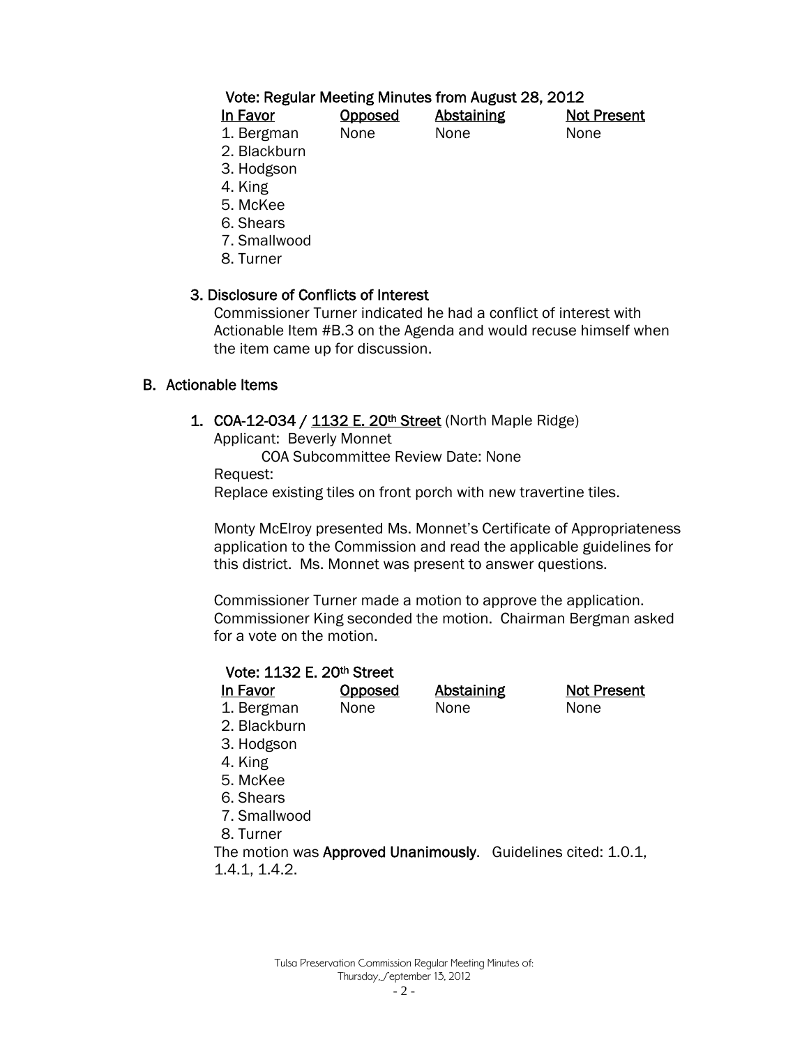**Vote: Regular Meeting Minutes from August 28, 2012**

| In Favor | Opposed | Abstaining | Not Present |
|---|---|---|---|
| 1. Bergman | None | None | None |
| 2. Blackburn | | | |
| 3. Hodgson | | | |
| 4. King | | | |
| 5. McKee | | | |
| 6. Shears | | | |
| 7. Smallwood | | | |
| 8. Turner | | | |

### 3. Disclosure of Conflicts of Interest

Commissioner Turner indicated he had a conflict of interest with Actionable Item #B.3 on the Agenda and would recuse himself when the item came up for discussion.

## B. Actionable Items

### 1. COA-12-034 / 1132 E. 20th Street (North Maple Ridge)

Applicant: Beverly Monnet

COA Subcommittee Review Date: None

Request:

Replace existing tiles on front porch with new travertine tiles.

Monty McElroy presented Ms. Monnet's Certificate of Appropriateness application to the Commission and read the applicable guidelines for this district. Ms. Monnet was present to answer questions.

Commissioner Turner made a motion to approve the application. Commissioner King seconded the motion. Chairman Bergman asked for a vote on the motion.

**Vote: 1132 E. 20th Street**

| In Favor | Opposed | Abstaining | Not Present |
|---|---|---|---|
| 1. Bergman | None | None | None |
| 2. Blackburn | | | |
| 3. Hodgson | | | |
| 4. King | | | |
| 5. McKee | | | |
| 6. Shears | | | |
| 7. Smallwood | | | |
| 8. Turner | | | |

The motion was **Approved Unanimously**. Guidelines cited: 1.0.1, 1.4.1, 1.4.2.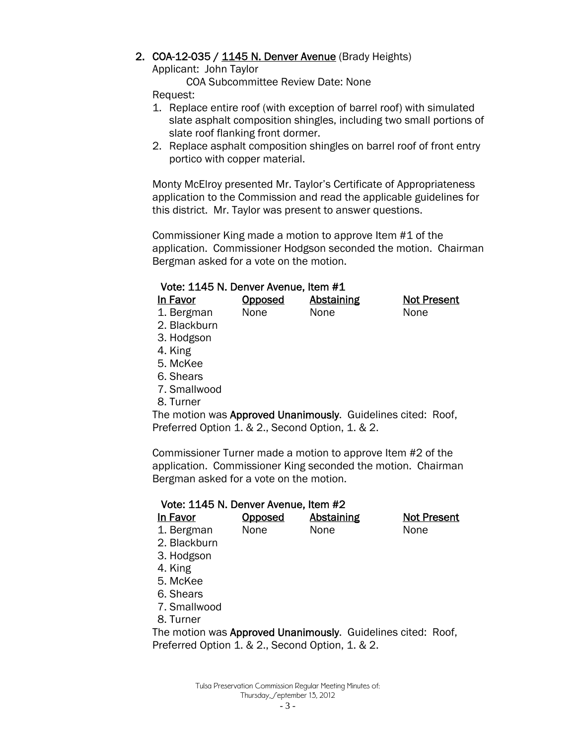2. **COA-12-035 / 1145 N. Denver Avenue** (Brady Heights)

Applicant: John Taylor

COA Subcommittee Review Date: None

Request:

1. Replace entire roof (with exception of barrel roof) with simulated slate asphalt composition shingles, including two small portions of slate roof flanking front dormer.
2. Replace asphalt composition shingles on barrel roof of front entry portico with copper material.

Monty McElroy presented Mr. Taylor's Certificate of Appropriateness application to the Commission and read the applicable guidelines for this district. Mr. Taylor was present to answer questions.

Commissioner King made a motion to approve Item #1 of the application. Commissioner Hodgson seconded the motion. Chairman Bergman asked for a vote on the motion.

**Vote: 1145 N. Denver Avenue, Item #1**

| In Favor | Opposed | Abstaining | Not Present |
|---|---|---|---|
| 1. Bergman | None | None | None |
| 2. Blackburn | | | |
| 3. Hodgson | | | |
| 4. King | | | |
| 5. McKee | | | |
| 6. Shears | | | |
| 7. Smallwood | | | |
| 8. Turner | | | |

The motion was **Approved Unanimously**. Guidelines cited: Roof, Preferred Option 1. & 2., Second Option, 1. & 2.

Commissioner Turner made a motion to approve Item #2 of the application. Commissioner King seconded the motion. Chairman Bergman asked for a vote on the motion.

**Vote: 1145 N. Denver Avenue, Item #2**

| In Favor | Opposed | Abstaining | Not Present |
|---|---|---|---|
| 1. Bergman | None | None | None |
| 2. Blackburn | | | |
| 3. Hodgson | | | |
| 4. King | | | |
| 5. McKee | | | |
| 6. Shears | | | |
| 7. Smallwood | | | |
| 8. Turner | | | |

The motion was **Approved Unanimously**. Guidelines cited: Roof, Preferred Option 1. & 2., Second Option, 1. & 2.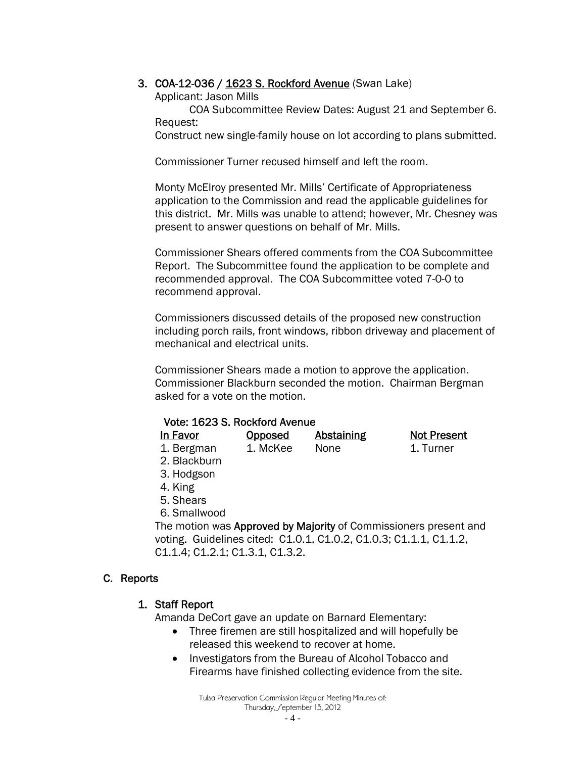3. **COA-12-036 / 1623 S. Rockford Avenue** (Swan Lake)

Applicant: Jason Mills

COA Subcommittee Review Dates: August 21 and September 6.

Request:

Construct new single-family house on lot according to plans submitted.

Commissioner Turner recused himself and left the room.

Monty McElroy presented Mr. Mills' Certificate of Appropriateness application to the Commission and read the applicable guidelines for this district. Mr. Mills was unable to attend; however, Mr. Chesney was present to answer questions on behalf of Mr. Mills.

Commissioner Shears offered comments from the COA Subcommittee Report. The Subcommittee found the application to be complete and recommended approval. The COA Subcommittee voted 7-0-0 to recommend approval.

Commissioners discussed details of the proposed new construction including porch rails, front windows, ribbon driveway and placement of mechanical and electrical units.

Commissioner Shears made a motion to approve the application. Commissioner Blackburn seconded the motion. Chairman Bergman asked for a vote on the motion.

**Vote: 1623 S. Rockford Avenue**

| In Favor | Opposed | Abstaining | Not Present |
|---|---|---|---|
| 1. Bergman | 1. McKee | None | 1. Turner |
| 2. Blackburn | | | |
| 3. Hodgson | | | |
| 4. King | | | |
| 5. Shears | | | |
| 6. Smallwood | | | |

The motion was **Approved by Majority** of Commissioners present and voting. Guidelines cited: C1.0.1, C1.0.2, C1.0.3; C1.1.1, C1.1.2, C1.1.4; C1.2.1; C1.3.1, C1.3.2.

## C. Reports

### 1. Staff Report

Amanda DeCort gave an update on Barnard Elementary:

- Three firemen are still hospitalized and will hopefully be released this weekend to recover at home.
- Investigators from the Bureau of Alcohol Tobacco and Firearms have finished collecting evidence from the site.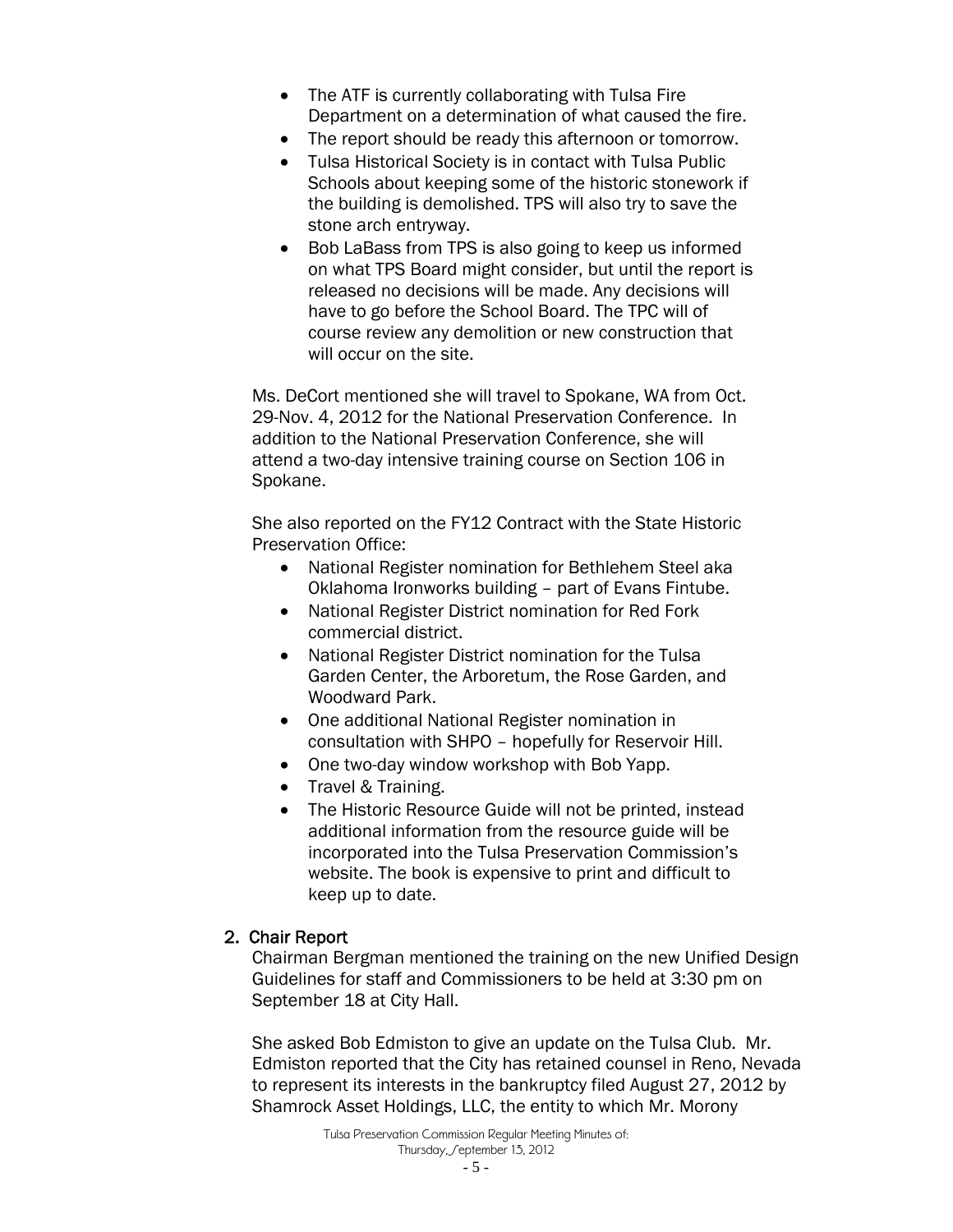- The ATF is currently collaborating with Tulsa Fire Department on a determination of what caused the fire.
- The report should be ready this afternoon or tomorrow.
- Tulsa Historical Society is in contact with Tulsa Public Schools about keeping some of the historic stonework if the building is demolished. TPS will also try to save the stone arch entryway.
- Bob LaBass from TPS is also going to keep us informed on what TPS Board might consider, but until the report is released no decisions will be made. Any decisions will have to go before the School Board. The TPC will of course review any demolition or new construction that will occur on the site.

Ms. DeCort mentioned she will travel to Spokane, WA from Oct. 29-Nov. 4, 2012 for the National Preservation Conference. In addition to the National Preservation Conference, she will attend a two-day intensive training course on Section 106 in Spokane.

She also reported on the FY12 Contract with the State Historic Preservation Office:

- National Register nomination for Bethlehem Steel aka Oklahoma Ironworks building – part of Evans Fintube.
- National Register District nomination for Red Fork commercial district.
- National Register District nomination for the Tulsa Garden Center, the Arboretum, the Rose Garden, and Woodward Park.
- One additional National Register nomination in consultation with SHPO – hopefully for Reservoir Hill.
- One two-day window workshop with Bob Yapp.
- Travel & Training.
- The Historic Resource Guide will not be printed, instead additional information from the resource guide will be incorporated into the Tulsa Preservation Commission's website. The book is expensive to print and difficult to keep up to date.

## 2. Chair Report

Chairman Bergman mentioned the training on the new Unified Design Guidelines for staff and Commissioners to be held at 3:30 pm on September 18 at City Hall.

She asked Bob Edmiston to give an update on the Tulsa Club. Mr. Edmiston reported that the City has retained counsel in Reno, Nevada to represent its interests in the bankruptcy filed August 27, 2012 by Shamrock Asset Holdings, LLC, the entity to which Mr. Morony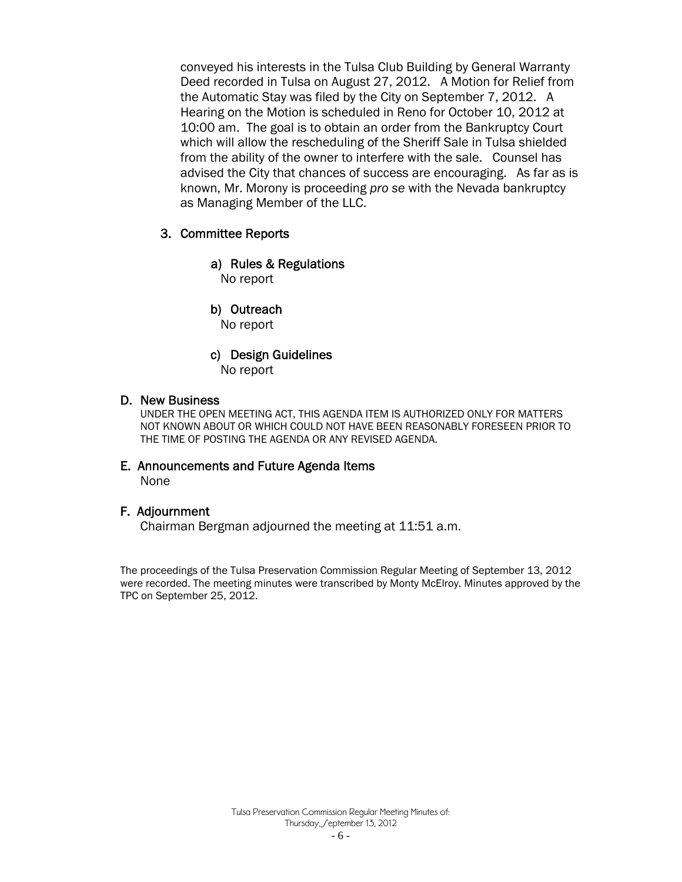conveyed his interests in the Tulsa Club Building by General Warranty Deed recorded in Tulsa on August 27, 2012. A Motion for Relief from the Automatic Stay was filed by the City on September 7, 2012. A Hearing on the Motion is scheduled in Reno for October 10, 2012 at 10:00 am. The goal is to obtain an order from the Bankruptcy Court which will allow the rescheduling of the Sheriff Sale in Tulsa shielded from the ability of the owner to interfere with the sale. Counsel has advised the City that chances of success are encouraging. As far as is known, Mr. Morony is proceeding *pro se* with the Nevada bankruptcy as Managing Member of the LLC.

### 3. Committee Reports

#### a) Rules & Regulations

No report

#### b) Outreach

No report

#### c) Design Guidelines

No report

## D. New Business

UNDER THE OPEN MEETING ACT, THIS AGENDA ITEM IS AUTHORIZED ONLY FOR MATTERS NOT KNOWN ABOUT OR WHICH COULD NOT HAVE BEEN REASONABLY FORESEEN PRIOR TO THE TIME OF POSTING THE AGENDA OR ANY REVISED AGENDA.

## E. Announcements and Future Agenda Items

None

## F. Adjournment

Chairman Bergman adjourned the meeting at 11:51 a.m.

The proceedings of the Tulsa Preservation Commission Regular Meeting of September 13, 2012 were recorded. The meeting minutes were transcribed by Monty McElroy. Minutes approved by the TPC on September 25, 2012.